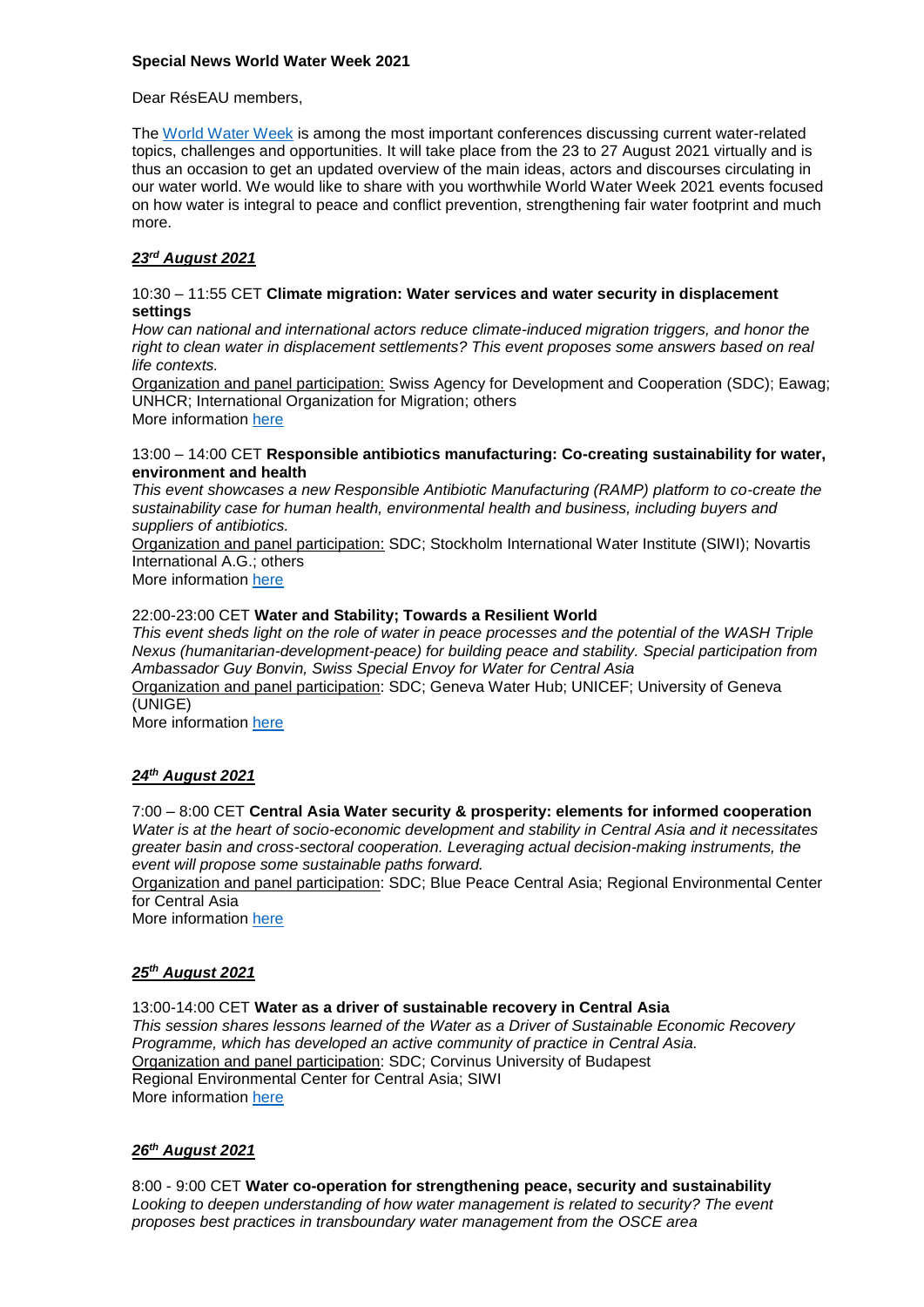**Special News World Water Week 2021**

Dear RésEAU members,

The World Water Week is among the most important conferences discussing current water-related topics, challenges and opportunities. It will take place from the 23 to 27 August 2021 virtually and is thus an occasion to get an updated overview of the main ideas, actors and discourses circulating in our water world. We would like to share with you worthwhile World Water Week 2021 events focused on how water is integral to peace and conflict prevention, strengthening fair water footprint and much more.

***23rd August 2021***

10:30 – 11:55 CET **Climate migration: Water services and water security in displacement settings**
*How can national and international actors reduce climate-induced migration triggers, and honor the right to clean water in displacement settlements? This event proposes some answers based on real life contexts.*
Organization and panel participation: Swiss Agency for Development and Cooperation (SDC); Eawag; UNHCR; International Organization for Migration; others
More information here

13:00 – 14:00 CET **Responsible antibiotics manufacturing: Co-creating sustainability for water, environment and health**
*This event showcases a new Responsible Antibiotic Manufacturing (RAMP) platform to co-create the sustainability case for human health, environmental health and business, including buyers and suppliers of antibiotics.*
Organization and panel participation: SDC; Stockholm International Water Institute (SIWI); Novartis International A.G.; others
More information here

22:00-23:00 CET **Water and Stability; Towards a Resilient World**
*This event sheds light on the role of water in peace processes and the potential of the WASH Triple Nexus (humanitarian-development-peace) for building peace and stability. Special participation from Ambassador Guy Bonvin, Swiss Special Envoy for Water for Central Asia*
Organization and panel participation: SDC; Geneva Water Hub; UNICEF; University of Geneva (UNIGE)
More information here

***24th August 2021***

7:00 – 8:00 CET **Central Asia Water security & prosperity: elements for informed cooperation**
*Water is at the heart of socio-economic development and stability in Central Asia and it necessitates greater basin and cross-sectoral cooperation. Leveraging actual decision-making instruments, the event will propose some sustainable paths forward.*
Organization and panel participation: SDC; Blue Peace Central Asia; Regional Environmental Center for Central Asia
More information here

***25th August 2021***

13:00-14:00 CET **Water as a driver of sustainable recovery in Central Asia**
*This session shares lessons learned of the Water as a Driver of Sustainable Economic Recovery Programme, which has developed an active community of practice in Central Asia.*
Organization and panel participation: SDC; Corvinus University of Budapest
Regional Environmental Center for Central Asia; SIWI
More information here

***26th August 2021***

8:00 - 9:00 CET **Water co-operation for strengthening peace, security and sustainability**
*Looking to deepen understanding of how water management is related to security? The event proposes best practices in transboundary water management from the OSCE area*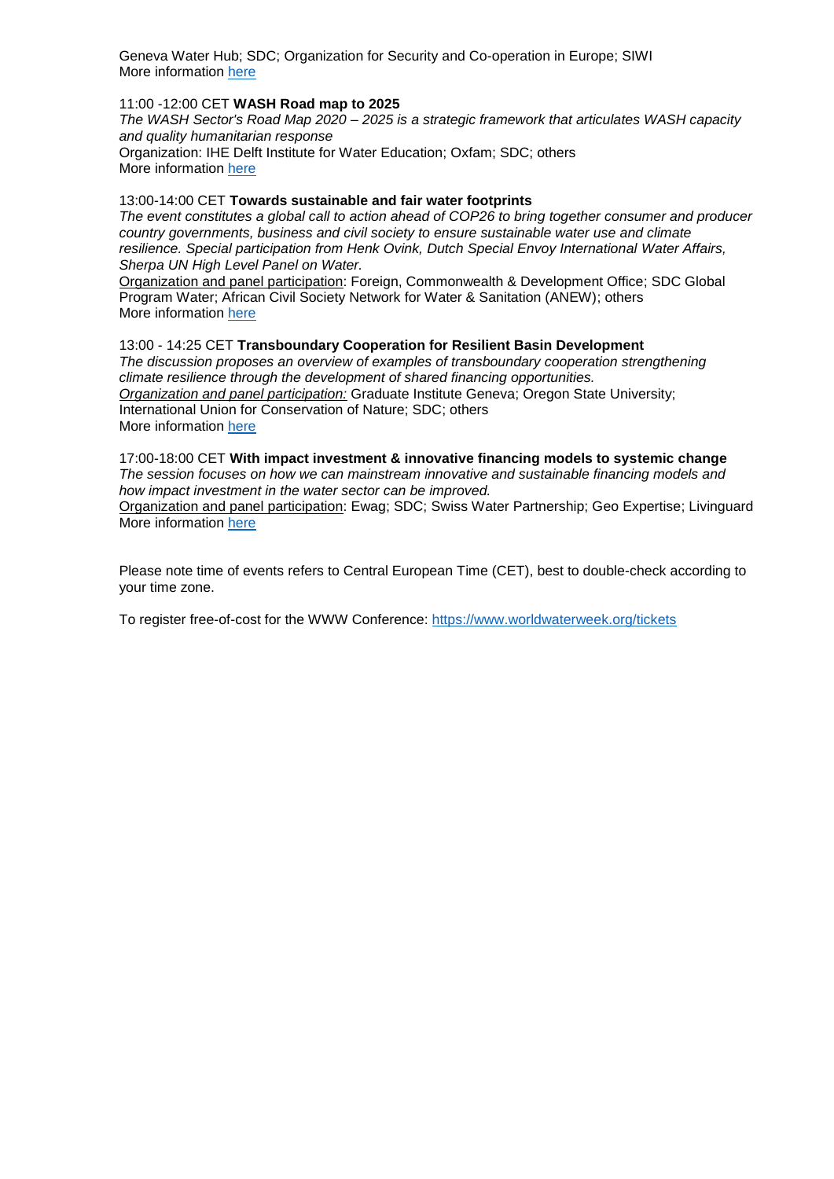Geneva Water Hub; SDC; Organization for Security and Co-operation in Europe; SIWI
More information [here]

11:00 -12:00 CET **WASH Road map to 2025**
*The WASH Sector's Road Map 2020 – 2025 is a strategic framework that articulates WASH capacity and quality humanitarian response*
Organization: IHE Delft Institute for Water Education; Oxfam; SDC; others
More information [here]

13:00-14:00 CET **Towards sustainable and fair water footprints**
*The event constitutes a global call to action ahead of COP26 to bring together consumer and producer country governments, business and civil society to ensure sustainable water use and climate resilience. Special participation from Henk Ovink, Dutch Special Envoy International Water Affairs, Sherpa UN High Level Panel on Water.*
Organization and panel participation: Foreign, Commonwealth & Development Office; SDC Global Program Water; African Civil Society Network for Water & Sanitation (ANEW); others
More information [here]

13:00 - 14:25 CET **Transboundary Cooperation for Resilient Basin Development**
*The discussion proposes an overview of examples of transboundary cooperation strengthening climate resilience through the development of shared financing opportunities.*
*Organization and panel participation:* Graduate Institute Geneva; Oregon State University; International Union for Conservation of Nature; SDC; others
More information [here]

17:00-18:00 CET **With impact investment & innovative financing models to systemic change**
*The session focuses on how we can mainstream innovative and sustainable financing models and how impact investment in the water sector can be improved.*
Organization and panel participation: Ewag; SDC; Swiss Water Partnership; Geo Expertise; Livinguard
More information [here]

Please note time of events refers to Central European Time (CET), best to double-check according to your time zone.

To register free-of-cost for the WWW Conference: https://www.worldwaterweek.org/tickets